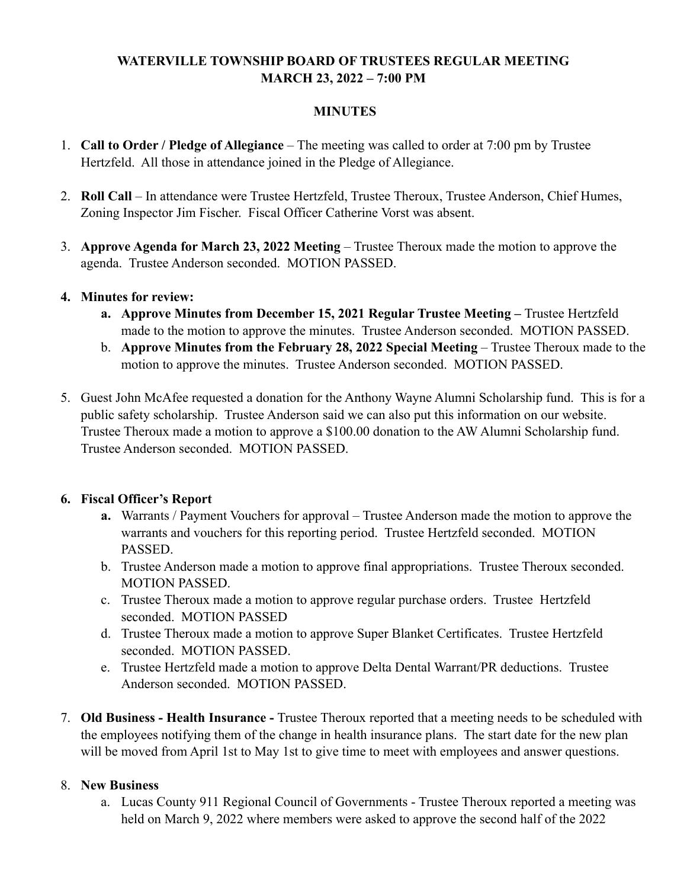**WATERVILLE TOWNSHIP BOARD OF TRUSTEES REGULAR MEETING**
**MARCH 23, 2022 – 7:00 PM**

**MINUTES**

1. **Call to Order / Pledge of Allegiance** – The meeting was called to order at 7:00 pm by Trustee Hertzfeld. All those in attendance joined in the Pledge of Allegiance.

2. **Roll Call** – In attendance were Trustee Hertzfeld, Trustee Theroux, Trustee Anderson, Chief Humes, Zoning Inspector Jim Fischer. Fiscal Officer Catherine Vorst was absent.

3. **Approve Agenda for March 23, 2022 Meeting** – Trustee Theroux made the motion to approve the agenda. Trustee Anderson seconded. MOTION PASSED.

4. **Minutes for review:**
   a. **Approve Minutes from December 15, 2021 Regular Trustee Meeting –** Trustee Hertzfeld made to the motion to approve the minutes. Trustee Anderson seconded. MOTION PASSED.
   b. **Approve Minutes from the February 28, 2022 Special Meeting** – Trustee Theroux made to the motion to approve the minutes. Trustee Anderson seconded. MOTION PASSED.

5. Guest John McAfee requested a donation for the Anthony Wayne Alumni Scholarship fund. This is for a public safety scholarship. Trustee Anderson said we can also put this information on our website. Trustee Theroux made a motion to approve a $100.00 donation to the AW Alumni Scholarship fund. Trustee Anderson seconded. MOTION PASSED.

6. **Fiscal Officer's Report**
   a. Warrants / Payment Vouchers for approval – Trustee Anderson made the motion to approve the warrants and vouchers for this reporting period. Trustee Hertzfeld seconded. MOTION PASSED.
   b. Trustee Anderson made a motion to approve final appropriations. Trustee Theroux seconded. MOTION PASSED.
   c. Trustee Theroux made a motion to approve regular purchase orders. Trustee Hertzfeld seconded. MOTION PASSED
   d. Trustee Theroux made a motion to approve Super Blanket Certificates. Trustee Hertzfeld seconded. MOTION PASSED.
   e. Trustee Hertzfeld made a motion to approve Delta Dental Warrant/PR deductions. Trustee Anderson seconded. MOTION PASSED.

7. **Old Business - Health Insurance -** Trustee Theroux reported that a meeting needs to be scheduled with the employees notifying them of the change in health insurance plans. The start date for the new plan will be moved from April 1st to May 1st to give time to meet with employees and answer questions.

8. **New Business**
   a. Lucas County 911 Regional Council of Governments - Trustee Theroux reported a meeting was held on March 9, 2022 where members were asked to approve the second half of the 2022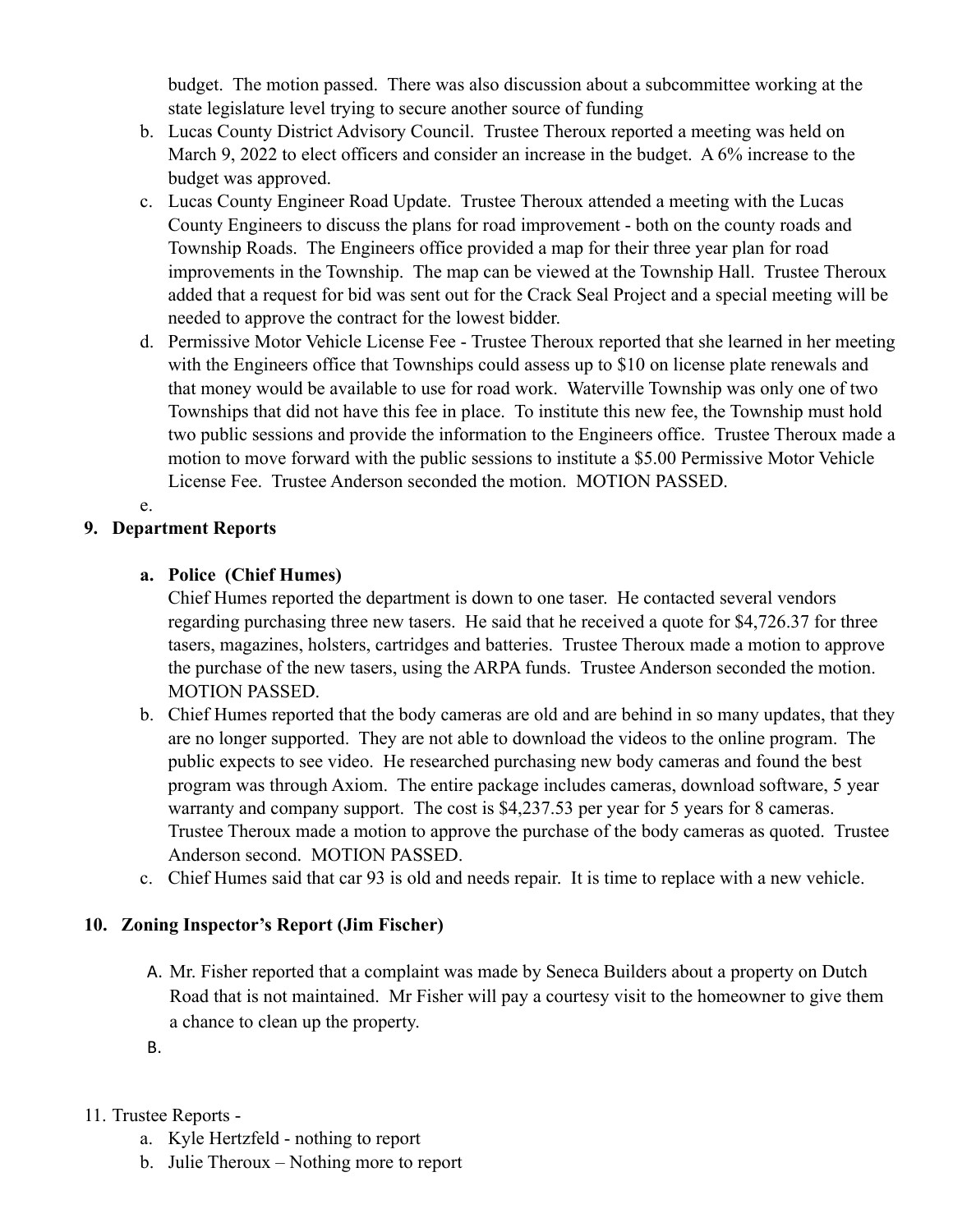budget. The motion passed. There was also discussion about a subcommittee working at the state legislature level trying to secure another source of funding

b. Lucas County District Advisory Council. Trustee Theroux reported a meeting was held on March 9, 2022 to elect officers and consider an increase in the budget. A 6% increase to the budget was approved.
c. Lucas County Engineer Road Update. Trustee Theroux attended a meeting with the Lucas County Engineers to discuss the plans for road improvement - both on the county roads and Township Roads. The Engineers office provided a map for their three year plan for road improvements in the Township. The map can be viewed at the Township Hall. Trustee Theroux added that a request for bid was sent out for the Crack Seal Project and a special meeting will be needed to approve the contract for the lowest bidder.
d. Permissive Motor Vehicle License Fee - Trustee Theroux reported that she learned in her meeting with the Engineers office that Townships could assess up to $10 on license plate renewals and that money would be available to use for road work. Waterville Township was only one of two Townships that did not have this fee in place. To institute this new fee, the Township must hold two public sessions and provide the information to the Engineers office. Trustee Theroux made a motion to move forward with the public sessions to institute a $5.00 Permissive Motor Vehicle License Fee. Trustee Anderson seconded the motion. MOTION PASSED.
e.

**9. Department Reports**

a. **Police (Chief Humes)**
Chief Humes reported the department is down to one taser. He contacted several vendors regarding purchasing three new tasers. He said that he received a quote for $4,726.37 for three tasers, magazines, holsters, cartridges and batteries. Trustee Theroux made a motion to approve the purchase of the new tasers, using the ARPA funds. Trustee Anderson seconded the motion. MOTION PASSED.
b. Chief Humes reported that the body cameras are old and are behind in so many updates, that they are no longer supported. They are not able to download the videos to the online program. The public expects to see video. He researched purchasing new body cameras and found the best program was through Axiom. The entire package includes cameras, download software, 5 year warranty and company support. The cost is $4,237.53 per year for 5 years for 8 cameras. Trustee Theroux made a motion to approve the purchase of the body cameras as quoted. Trustee Anderson second. MOTION PASSED.
c. Chief Humes said that car 93 is old and needs repair. It is time to replace with a new vehicle.

**10. Zoning Inspector's Report (Jim Fischer)**

A. Mr. Fisher reported that a complaint was made by Seneca Builders about a property on Dutch Road that is not maintained. Mr Fisher will pay a courtesy visit to the homeowner to give them a chance to clean up the property.
B.

11. Trustee Reports -
  a. Kyle Hertzfeld - nothing to report
  b. Julie Theroux – Nothing more to report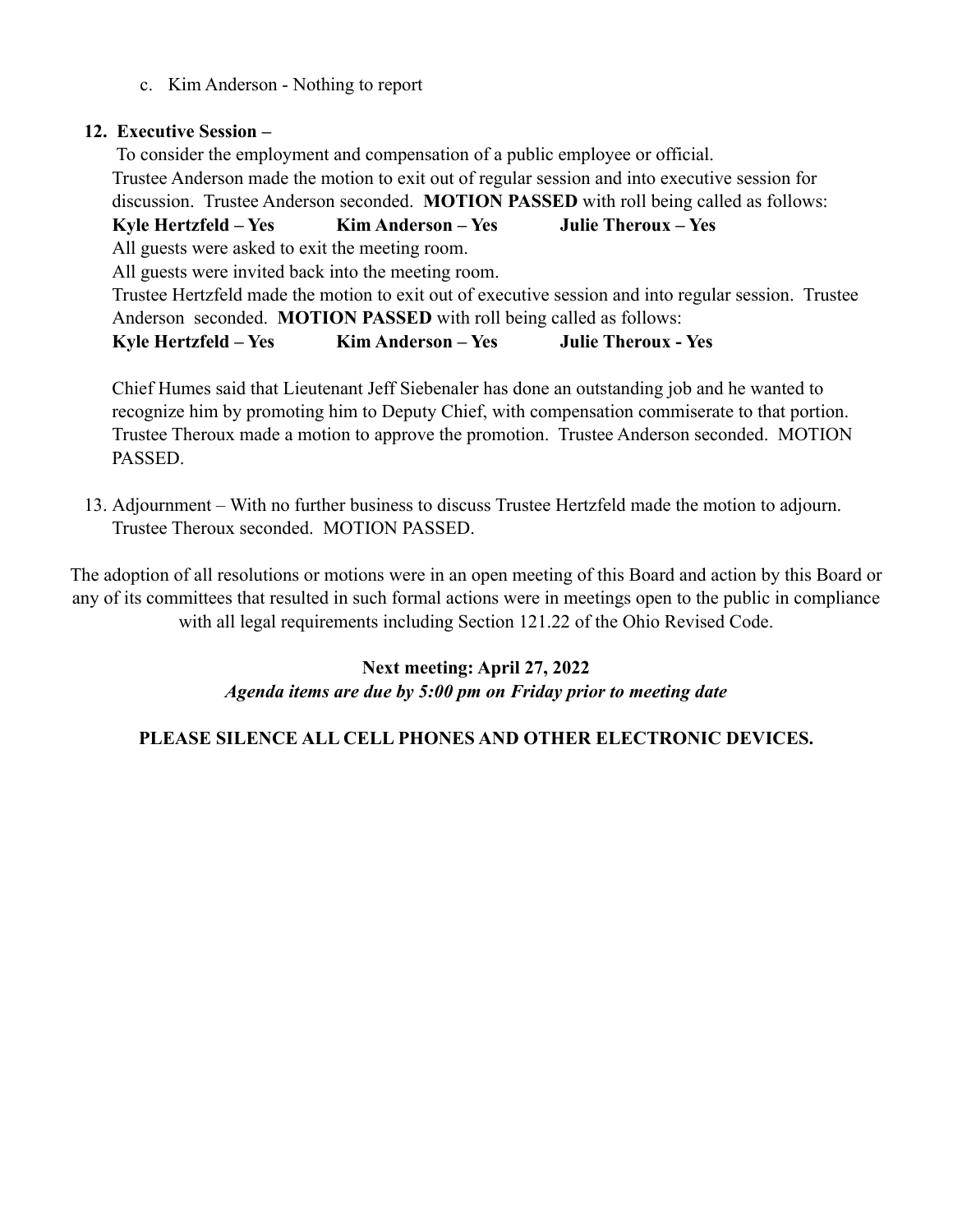c. Kim Anderson - Nothing to report

**12. Executive Session –**

To consider the employment and compensation of a public employee or official.
Trustee Anderson made the motion to exit out of regular session and into executive session for discussion. Trustee Anderson seconded. **MOTION PASSED** with roll being called as follows:
**Kyle Hertzfeld – Yes Kim Anderson – Yes Julie Theroux – Yes**
All guests were asked to exit the meeting room.
All guests were invited back into the meeting room.
Trustee Hertzfeld made the motion to exit out of executive session and into regular session. Trustee Anderson seconded. **MOTION PASSED** with roll being called as follows:
**Kyle Hertzfeld – Yes Kim Anderson – Yes Julie Theroux - Yes**

Chief Humes said that Lieutenant Jeff Siebenaler has done an outstanding job and he wanted to recognize him by promoting him to Deputy Chief, with compensation commiserate to that portion. Trustee Theroux made a motion to approve the promotion. Trustee Anderson seconded. MOTION PASSED.

13. Adjournment – With no further business to discuss Trustee Hertzfeld made the motion to adjourn. Trustee Theroux seconded. MOTION PASSED.

The adoption of all resolutions or motions were in an open meeting of this Board and action by this Board or any of its committees that resulted in such formal actions were in meetings open to the public in compliance with all legal requirements including Section 121.22 of the Ohio Revised Code.

**Next meeting: April 27, 2022**
***Agenda items are due by 5:00 pm on Friday prior to meeting date***

**PLEASE SILENCE ALL CELL PHONES AND OTHER ELECTRONIC DEVICES.**